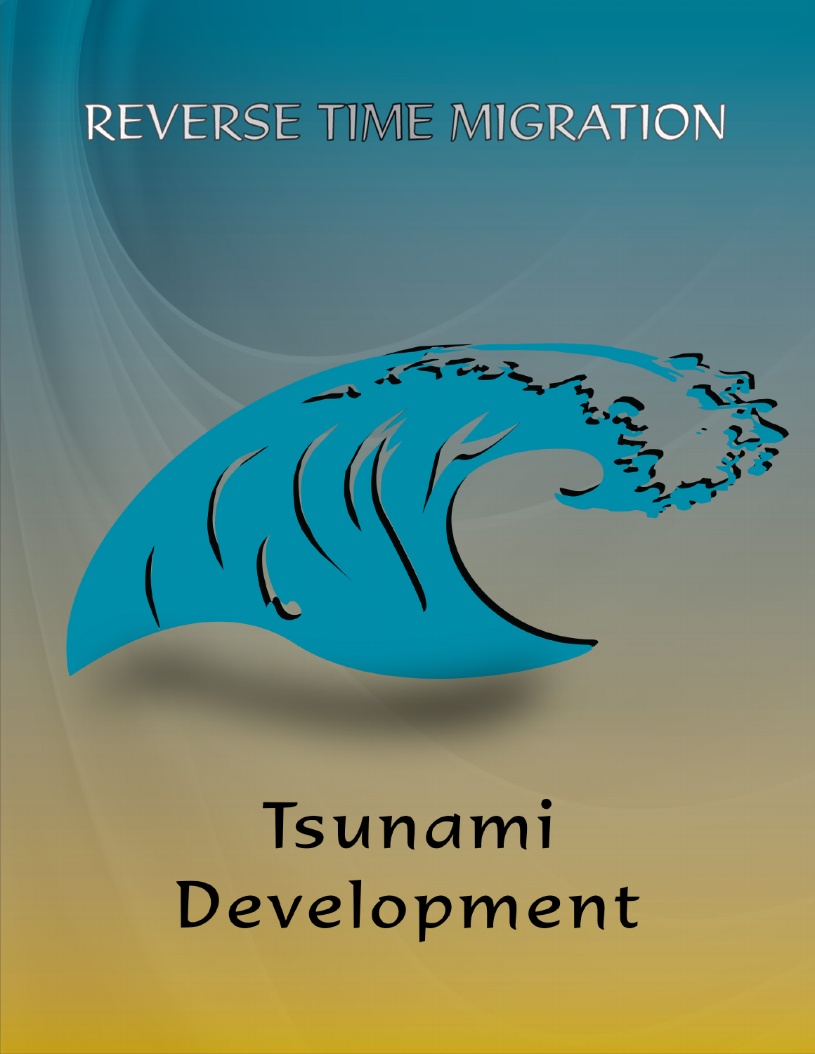# REVERSE TIME MIGRATION

# Tsunami Development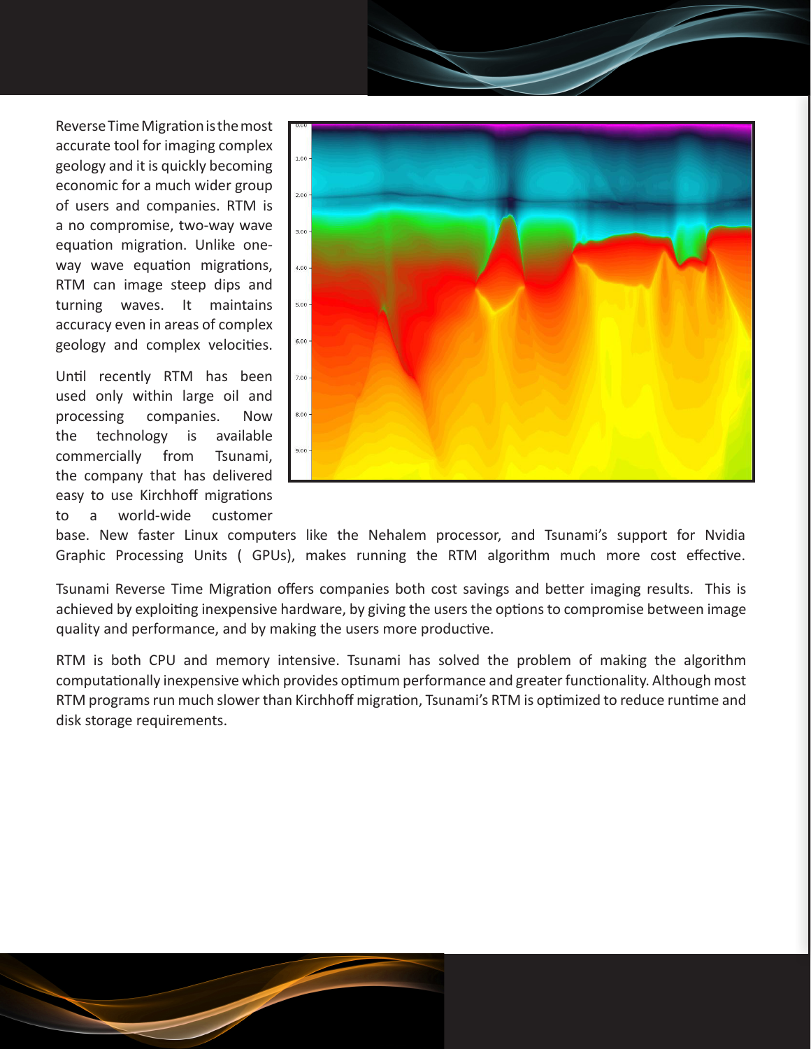Reverse Time Migration is the most accurate tool for imaging complex geology and it is quickly becoming economic for a much wider group of users and companies. RTM is a no compromise, two-way wave equation migration. Unlike one-way wave equation migrations, RTM can image steep dips and turning waves. It maintains accuracy even in areas of complex geology and complex velocities.

Until recently RTM has been used only within large oil and processing companies. Now the technology is available commercially from Tsunami, the company that has delivered easy to use Kirchhoff migrations to a world-wide customer base. New faster Linux computers like the Nehalem processor, and Tsunami's support for Nvidia Graphic Processing Units ( GPUs), makes running the RTM algorithm much more cost effective.

Tsunami Reverse Time Migration offers companies both cost savings and better imaging results. This is achieved by exploiting inexpensive hardware, by giving the users the options to compromise between image quality and performance, and by making the users more productive.

RTM is both CPU and memory intensive. Tsunami has solved the problem of making the algorithm computationally inexpensive which provides optimum performance and greater functionality. Although most RTM programs run much slower than Kirchhoff migration, Tsunami's RTM is optimized to reduce runtime and disk storage requirements.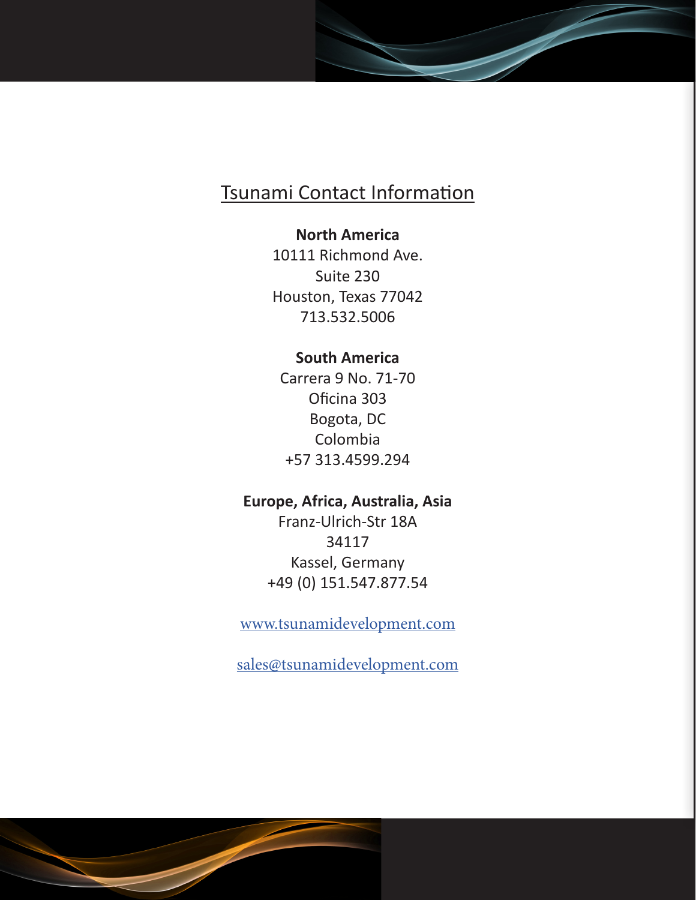## Tsunami Contact Information

**North America**
10111 Richmond Ave.
Suite 230
Houston, Texas 77042
713.532.5006

**South America**
Carrera 9 No. 71-70
Oficina 303
Bogota, DC
Colombia
+57 313.4599.294

**Europe, Africa, Australia, Asia**
Franz-Ulrich-Str 18A
34117
Kassel, Germany
+49 (0) 151.547.877.54

www.tsunamidevelopment.com

sales@tsunamidevelopment.com